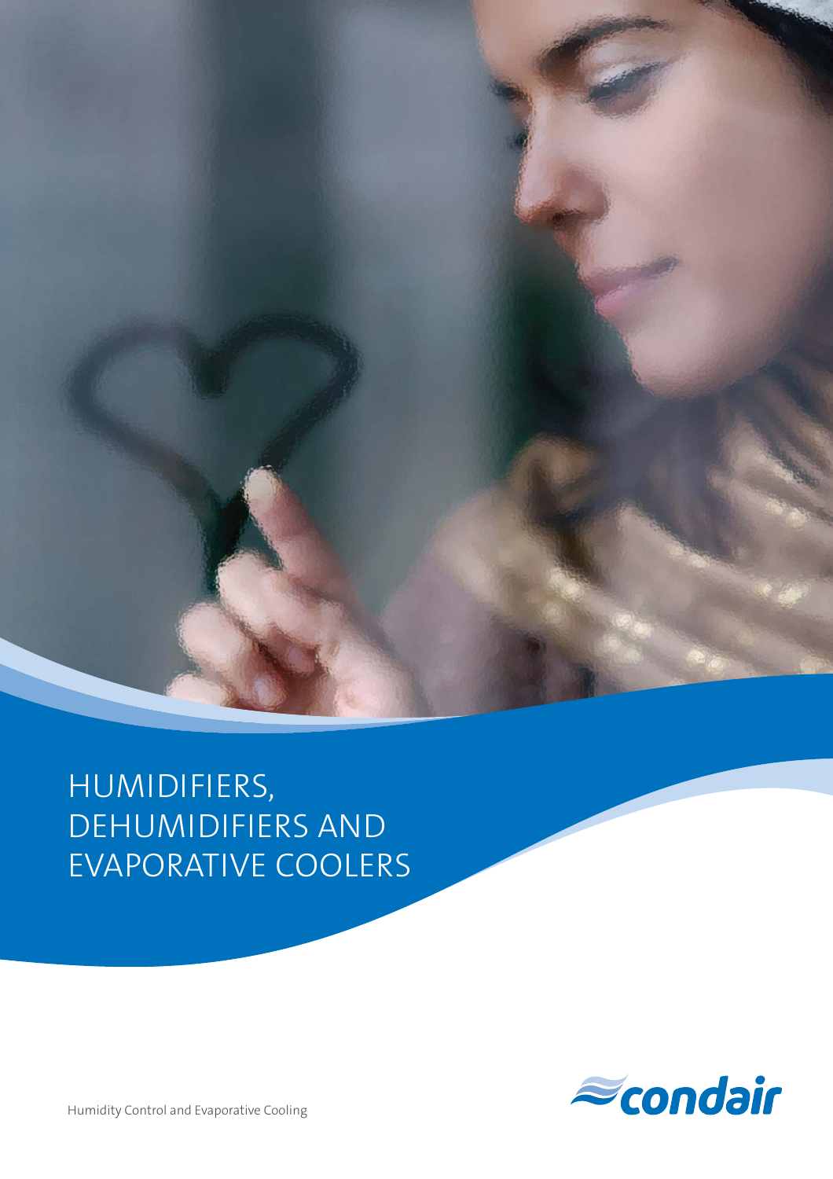# HUMIDIFIERS, DEHUMIDIFIERS AND EVAPORATIVE COOLERS

Humidity Control and Evaporative Cooling

condair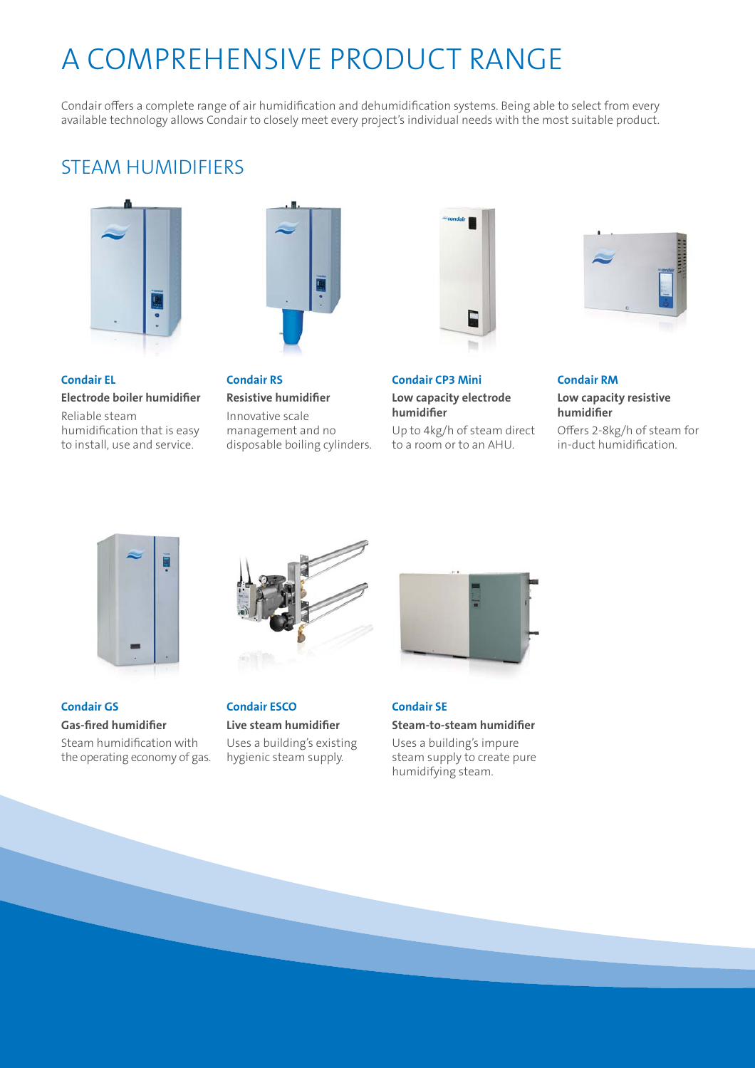# A COMPREHENSIVE PRODUCT RANGE

Condair offers a complete range of air humidification and dehumidification systems. Being able to select from every available technology allows Condair to closely meet every project's individual needs with the most suitable product.

## STEAM HUMIDIFIERS

### Condair EL

**Electrode boiler humidifier**

Reliable steam humidification that is easy to install, use and service.

### Condair RS

**Resistive humidifier**

Innovative scale management and no disposable boiling cylinders.

### Condair CP3 Mini

**Low capacity electrode humidifier**

Up to 4kg/h of steam direct to a room or to an AHU.

### Condair RM

**Low capacity resistive humidifier**

Offers 2-8kg/h of steam for in-duct humidification.

### Condair GS

**Gas-fired humidifier**

Steam humidification with the operating economy of gas.

### Condair ESCO

**Live steam humidifier**

Uses a building's existing hygienic steam supply.

### Condair SE

**Steam-to-steam humidifier**

Uses a building's impure steam supply to create pure humidifying steam.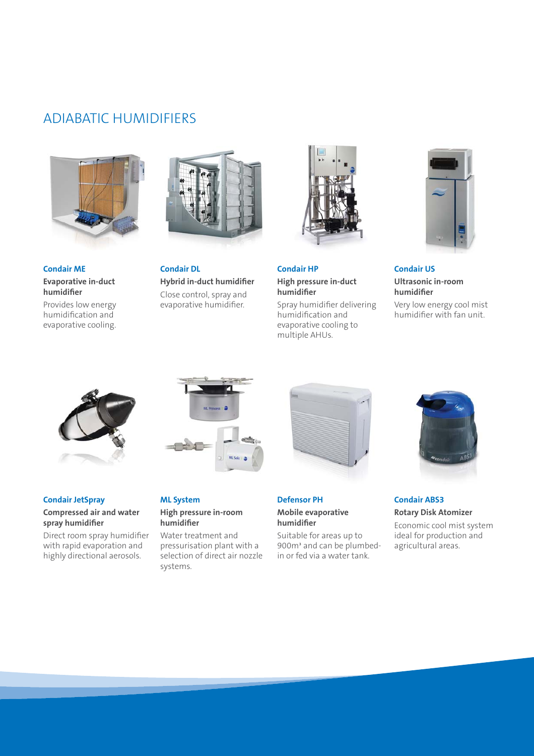# ADIABATIC HUMIDIFIERS

### Condair ME

**Evaporative in-duct humidifier**

Provides low energy humidification and evaporative cooling.

### Condair DL

**Hybrid in-duct humidifier**

Close control, spray and evaporative humidifier.

### Condair HP

**High pressure in-duct humidifier**

Spray humidifier delivering humidification and evaporative cooling to multiple AHUs.

### Condair US

**Ultrasonic in-room humidifier**

Very low energy cool mist humidifier with fan unit.

### Condair JetSpray

**Compressed air and water spray humidifier**

Direct room spray humidifier with rapid evaporation and highly directional aerosols.

### ML System

**High pressure in-room humidifier**

Water treatment and pressurisation plant with a selection of direct air nozzle systems.

### Defensor PH

**Mobile evaporative humidifier**

Suitable for areas up to 900m³ and can be plumbed-in or fed via a water tank.

### Condair ABS3

**Rotary Disk Atomizer**

Economic cool mist system ideal for production and agricultural areas.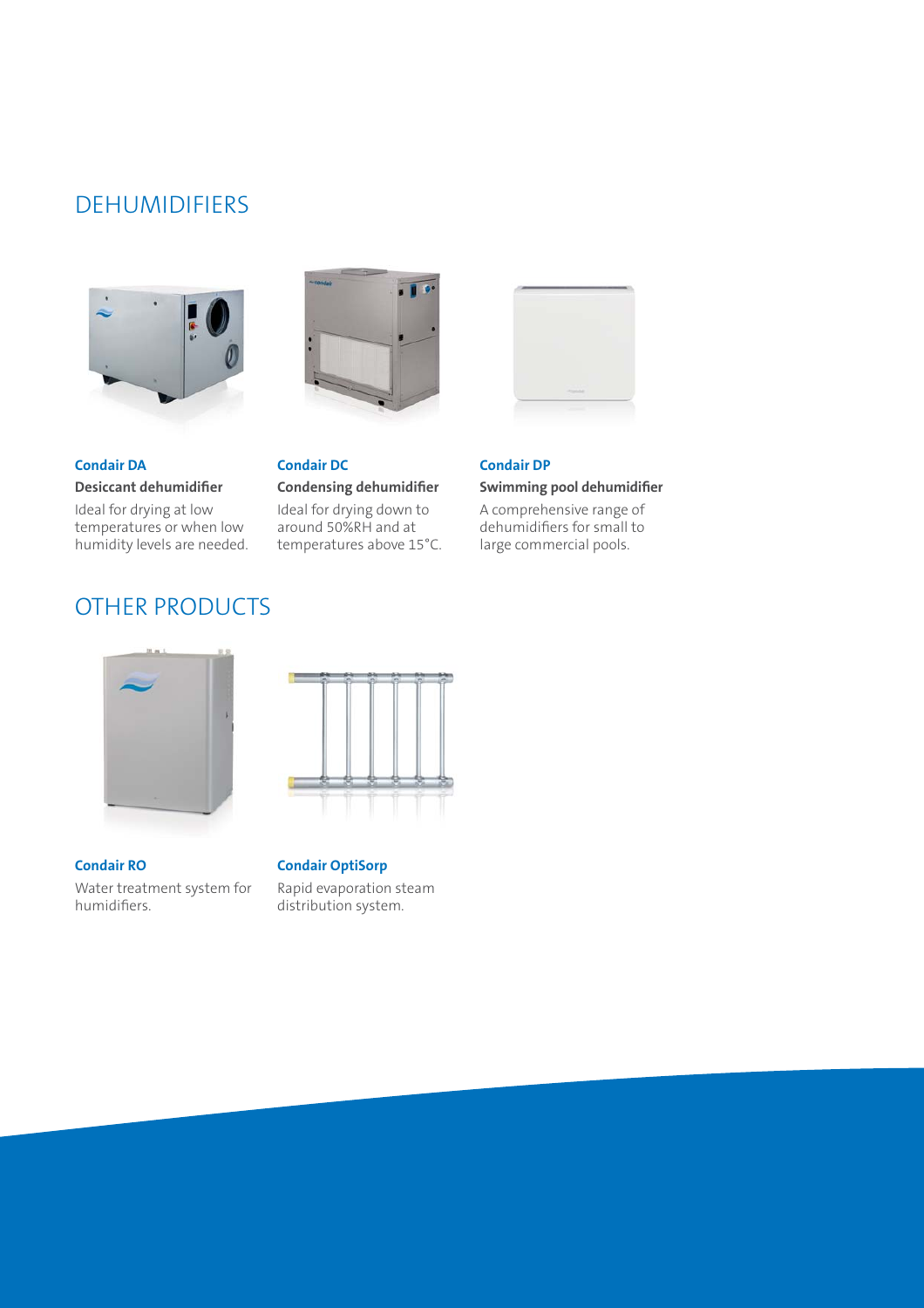## DEHUMIDIFIERS

**Condair DA**

**Desiccant dehumidifier**

Ideal for drying at low temperatures or when low humidity levels are needed.

**Condair DC**

**Condensing dehumidifier**

Ideal for drying down to around 50%RH and at temperatures above 15°C.

**Condair DP**

**Swimming pool dehumidifier**

A comprehensive range of dehumidifiers for small to large commercial pools.

## OTHER PRODUCTS

**Condair RO**

Water treatment system for humidifiers.

**Condair OptiSorp**

Rapid evaporation steam distribution system.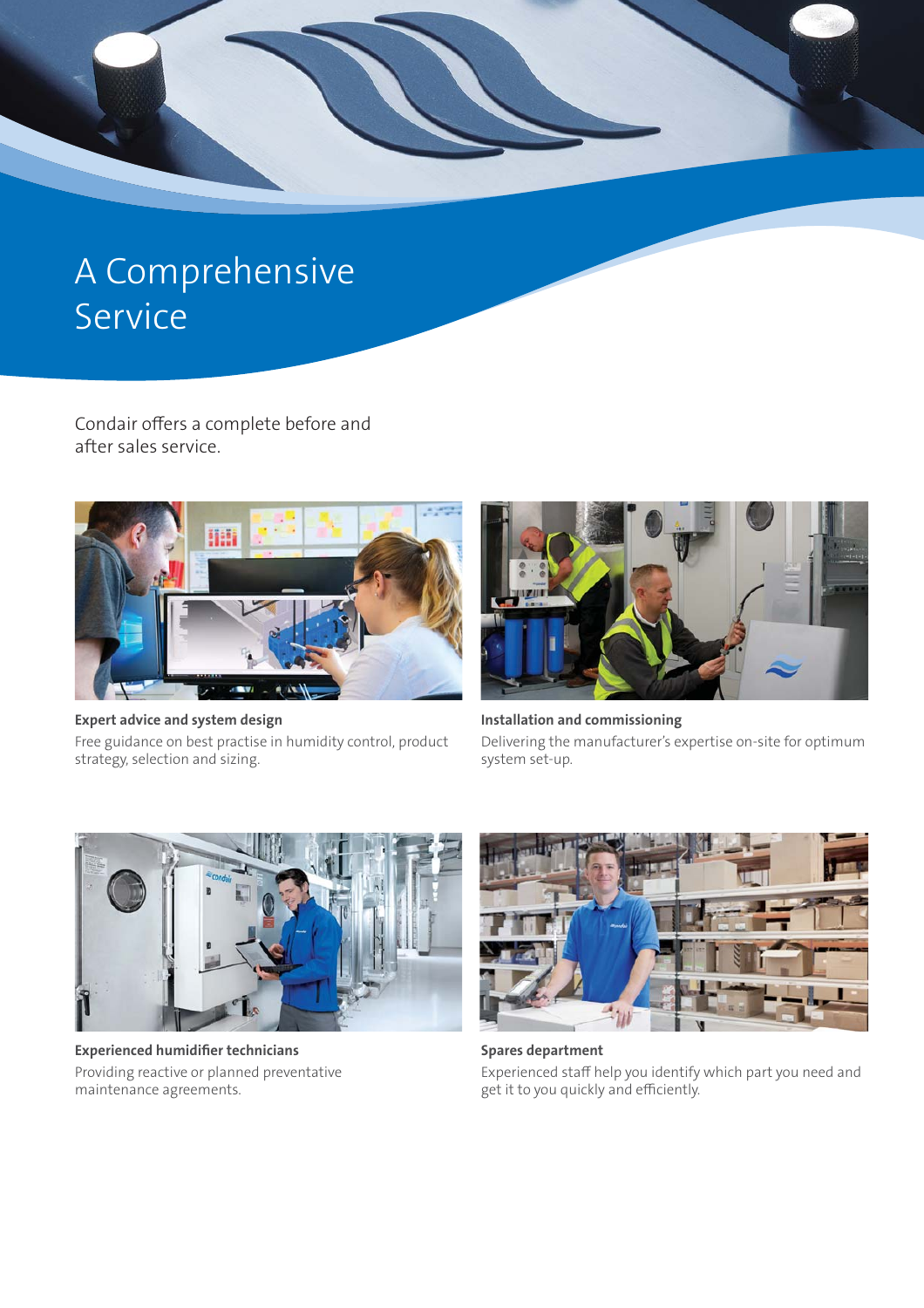# A Comprehensive Service

Condair offers a complete before and after sales service.

**Expert advice and system design**

Free guidance on best practise in humidity control, product strategy, selection and sizing.

**Installation and commissioning**

Delivering the manufacturer's expertise on-site for optimum system set-up.

**Experienced humidifier technicians**

Providing reactive or planned preventative maintenance agreements.

**Spares department**

Experienced staff help you identify which part you need and get it to you quickly and efficiently.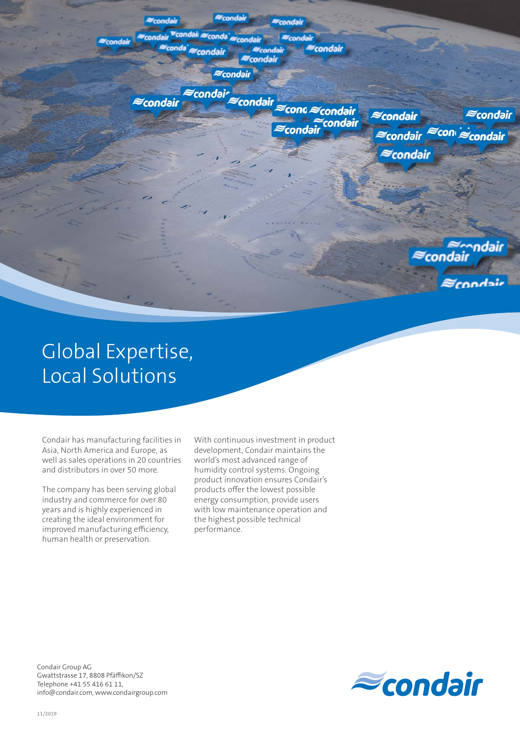# Global Expertise, Local Solutions

Condair has manufacturing facilities in Asia, North America and Europe, as well as sales operations in 20 countries and distributors in over 50 more.

The company has been serving global industry and commerce for over 80 years and is highly experienced in creating the ideal environment for improved manufacturing efficiency, human health or preservation.

With continuous investment in product development, Condair maintains the world's most advanced range of humidity control systems. Ongoing product innovation ensures Condair's products offer the lowest possible energy consumption, provide users with low maintenance operation and the highest possible technical performance.

Condair Group AG
Gwattstrasse 17, 8808 Pfäffikon/SZ
Telephone +41 55 416 61 11,
info@condair.com, www.condairgroup.com

11/2019